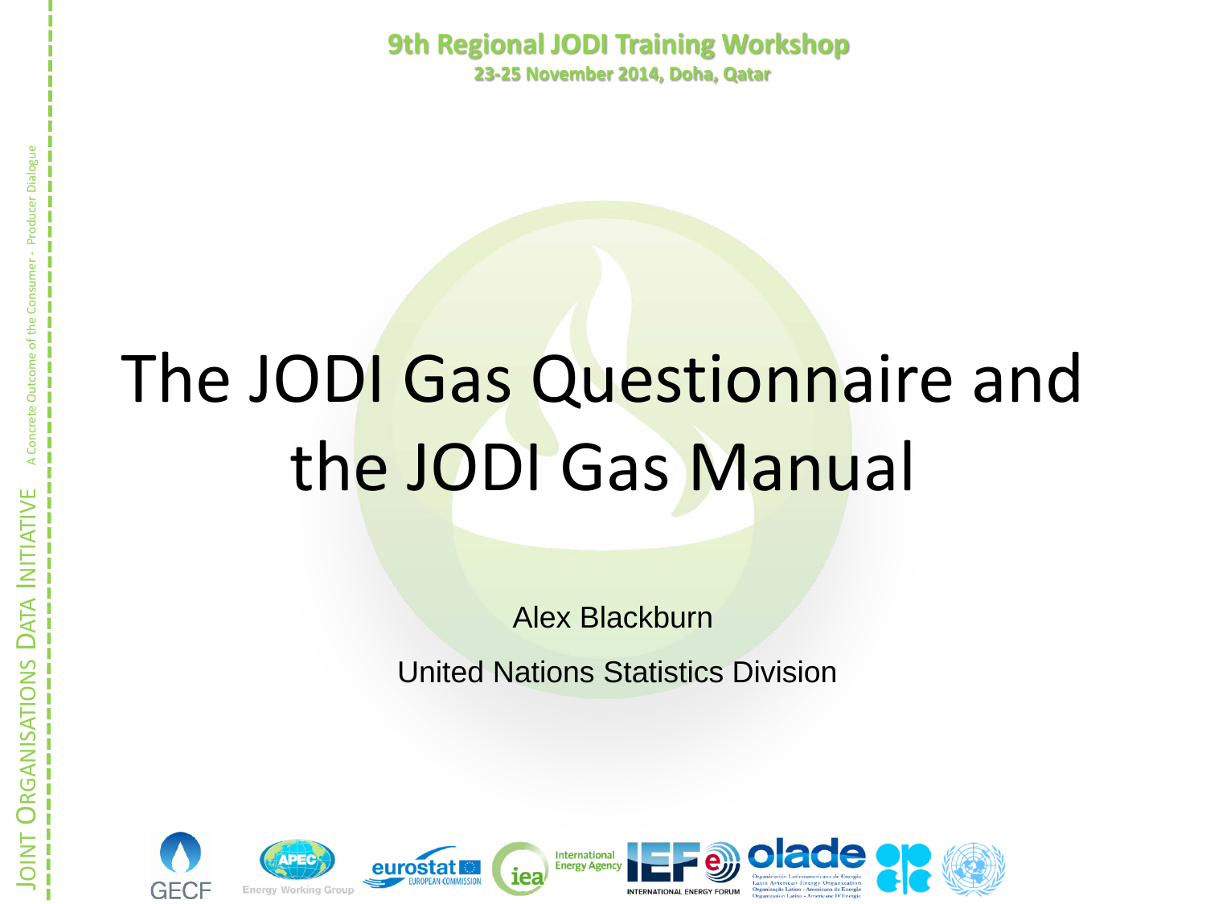9th Regional JODI Training Workshop

23-25 November 2014, Doha, Qatar

# The JODI Gas Questionnaire and the JODI Gas Manual

Alex Blackburn

United Nations Statistics Division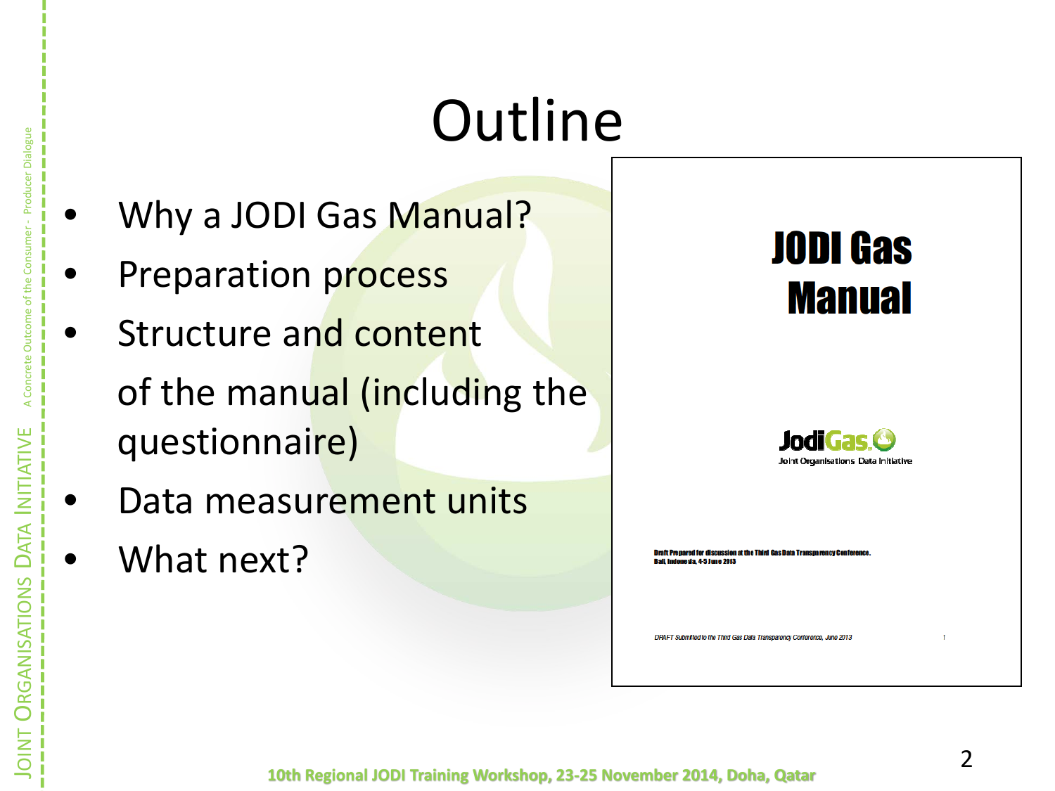# Outline

- Why a JODI Gas Manual?
- Preparation process
- Structure and content of the manual (including the questionnaire)
- Data measurement units
- What next?

JODI Gas Manual

JodiGas
Joint Organisations Data Initiative

Draft Prepared for discussion at the Third Gas Data Transparency Conference.
Bali, Indonesia, 4-5 June 2013

DRAFT Submitted to the Third Gas Data Transparency Conference, June 2013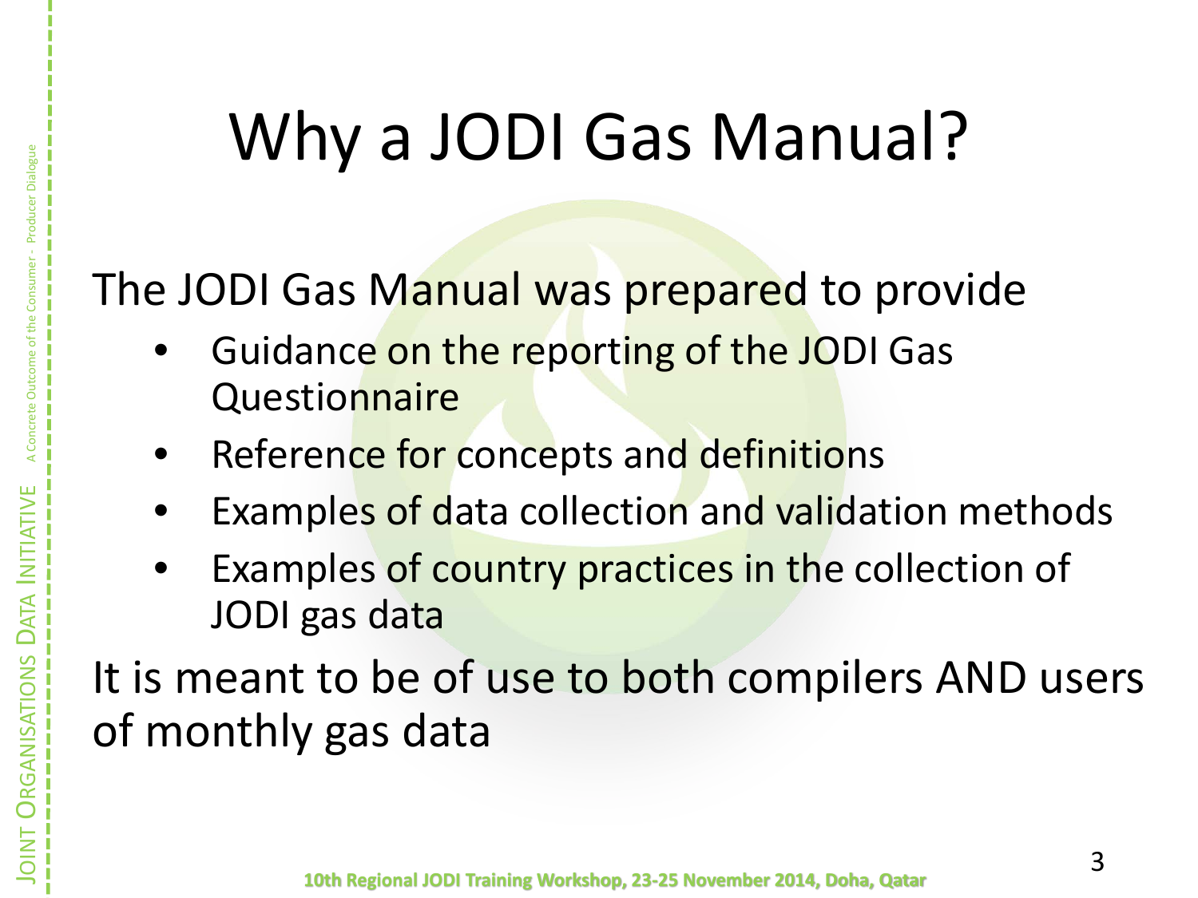# Why a JODI Gas Manual?

The JODI Gas Manual was prepared to provide

- Guidance on the reporting of the JODI Gas Questionnaire
- Reference for concepts and definitions
- Examples of data collection and validation methods
- Examples of country practices in the collection of JODI gas data

It is meant to be of use to both compilers AND users of monthly gas data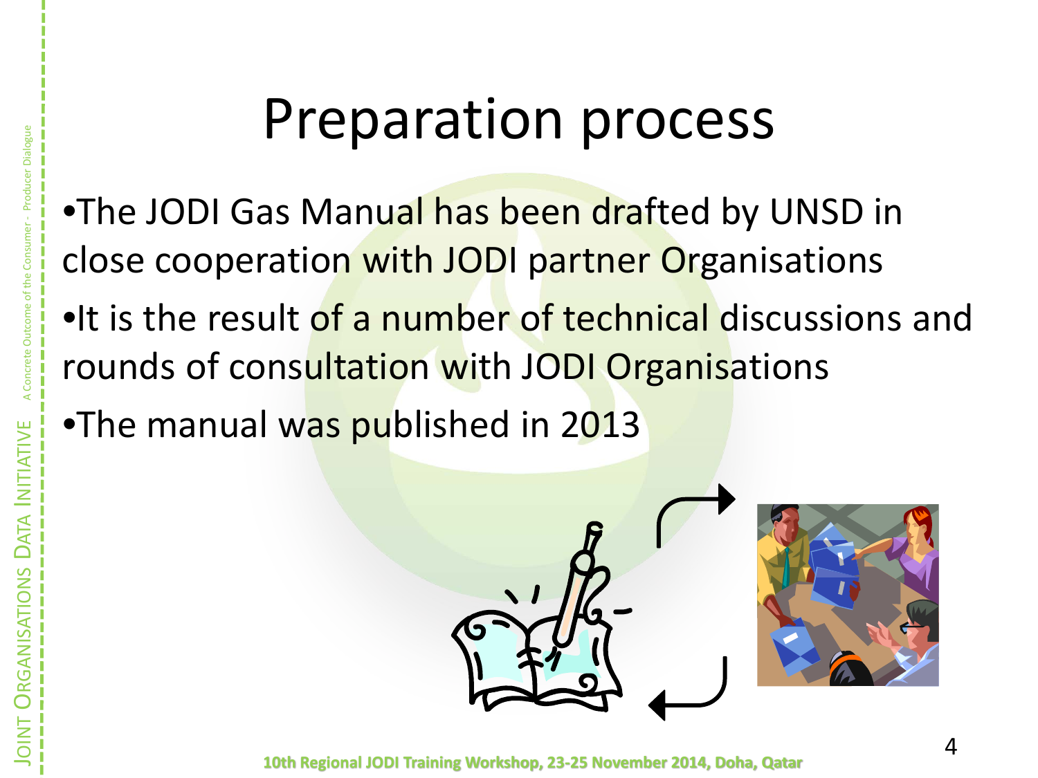# Preparation process

- The JODI Gas Manual has been drafted by UNSD in close cooperation with JODI partner Organisations
- It is the result of a number of technical discussions and rounds of consultation with JODI Organisations
- The manual was published in 2013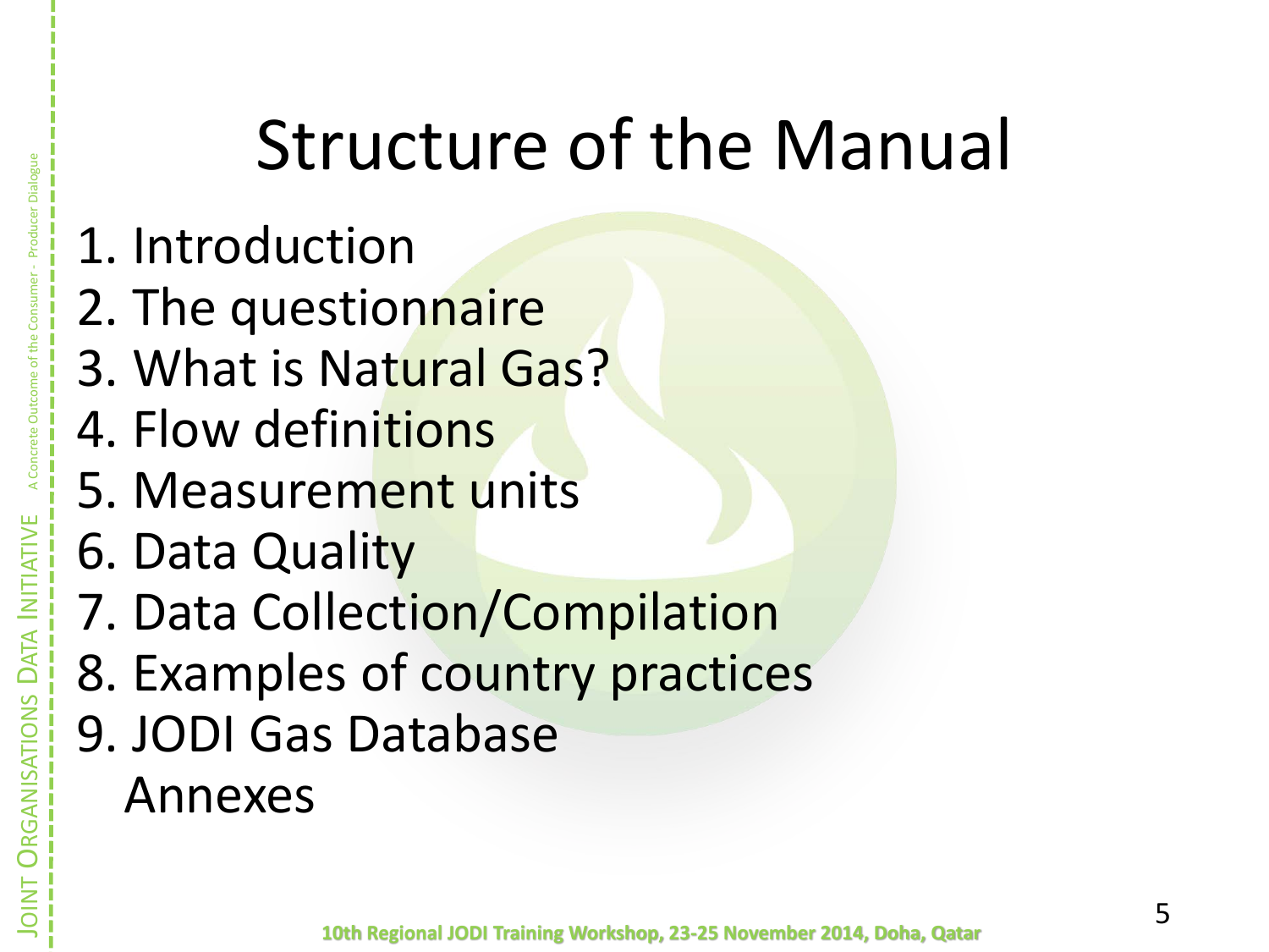# Structure of the Manual

1. Introduction
2. The questionnaire
3. What is Natural Gas?
4. Flow definitions
5. Measurement units
6. Data Quality
7. Data Collection/Compilation
8. Examples of country practices
9. JODI Gas Database

   Annexes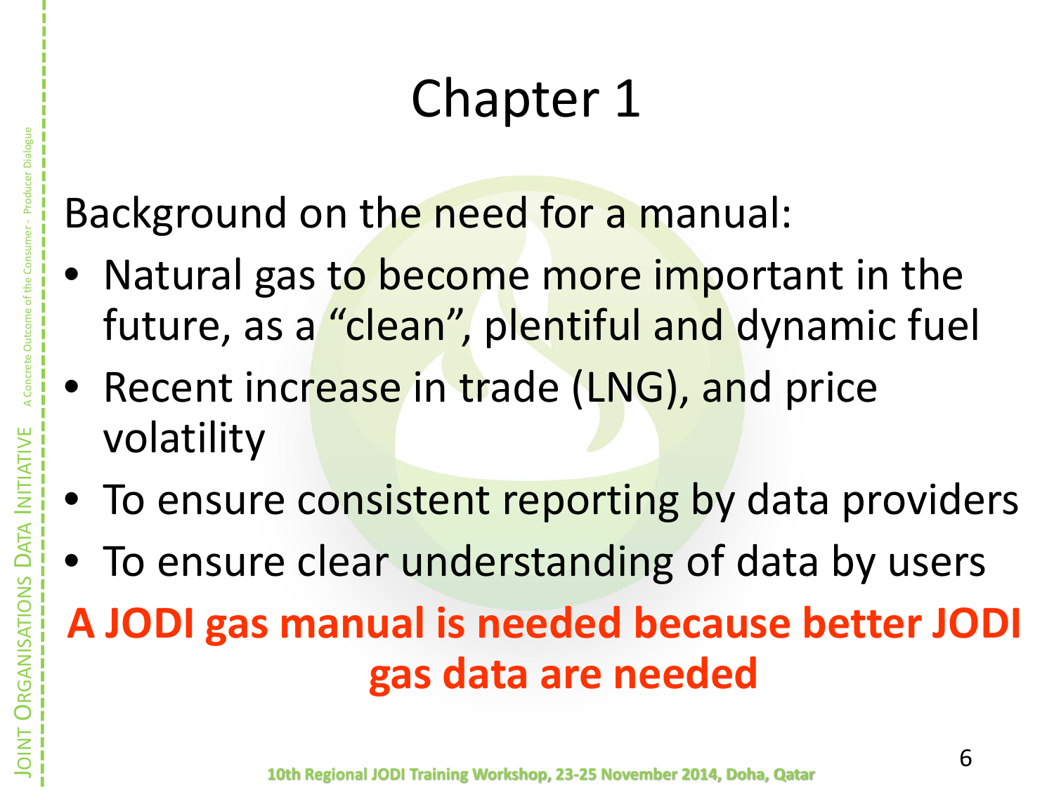# Chapter 1

Background on the need for a manual:

- Natural gas to become more important in the future, as a “clean”, plentiful and dynamic fuel
- Recent increase in trade (LNG), and price volatility
- To ensure consistent reporting by data providers
- To ensure clear understanding of data by users

**A JODI gas manual is needed because better JODI gas data are needed**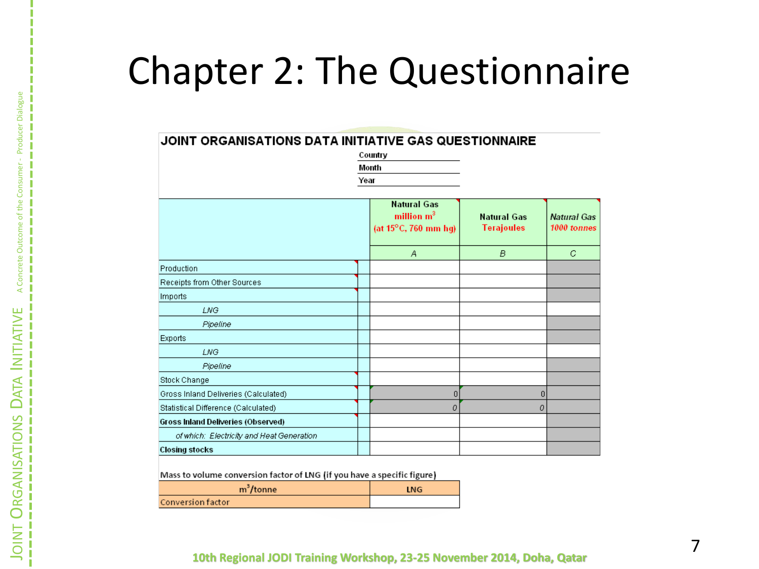# Chapter 2: The Questionnaire

**JOINT ORGANISATIONS DATA INITIATIVE GAS QUESTIONNAIRE**

Country

Month

Year

| | Natural Gas million $m^3$ (at 15°C, 760 mm hg) | Natural Gas Terajoules | *Natural Gas 1000 tonnes* |
|---|---|---|---|
| | A | B | C |
| Production | | | |
| Receipts from Other Sources | | | |
| Imports | | | |
| *LNG* | | | |
| *Pipeline* | | | |
| Exports | | | |
| *LNG* | | | |
| *Pipeline* | | | |
| Stock Change | | | |
| Gross Inland Deliveries (Calculated) | 0 | 0 | |
| Statistical Difference (Calculated) | *0* | *0* | |
| **Gross Inland Deliveries (Observed)** | | | |
| *of which: Electricity and Heat Generation* | | | |
| **Closing stocks** | | | |

Mass to volume conversion factor of LNG (if you have a specific figure)

| $m^3$/tonne | LNG |
|---|---|
| Conversion factor | |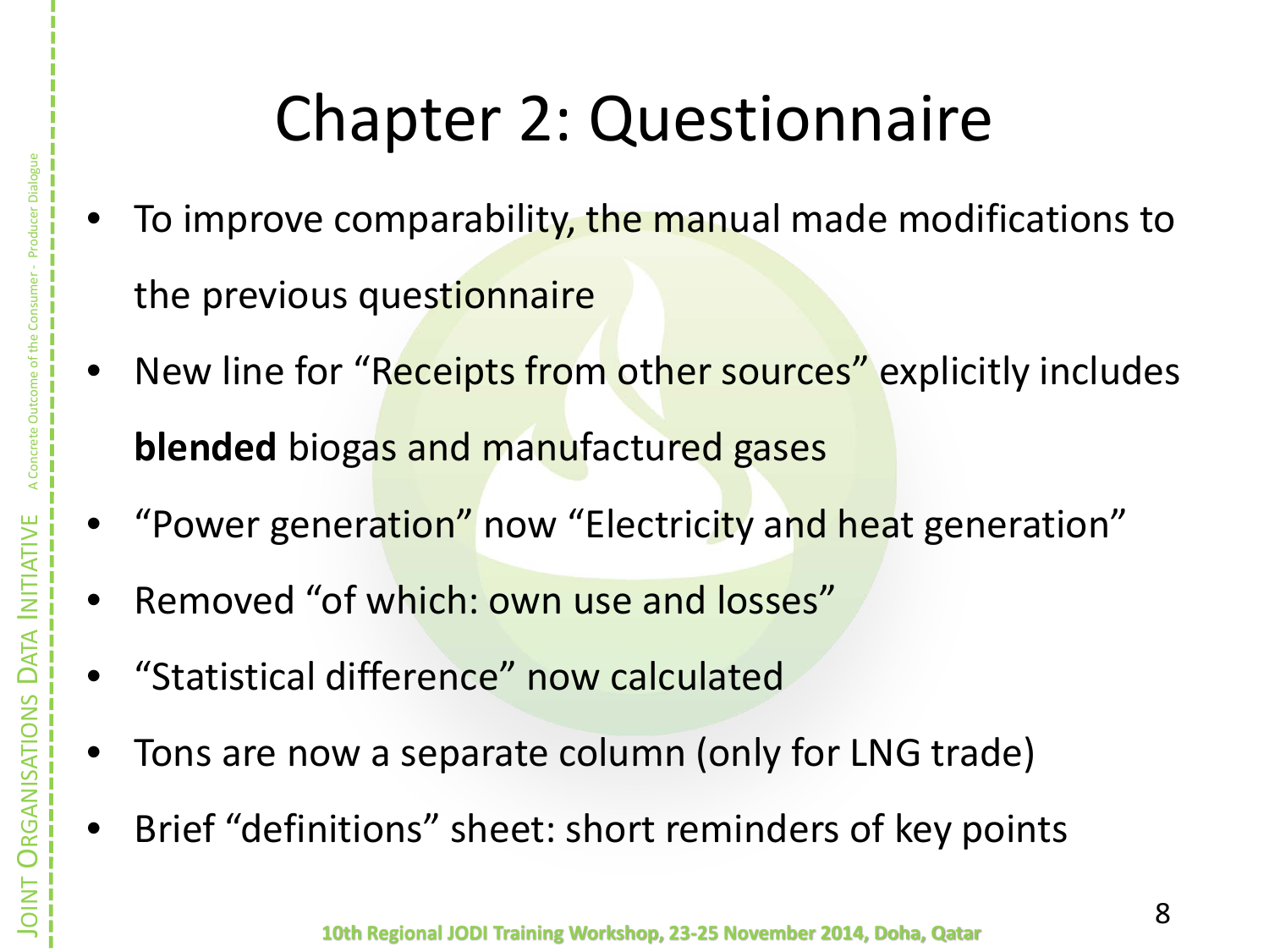# Chapter 2: Questionnaire

- To improve comparability, the manual made modifications to the previous questionnaire
- New line for “Receipts from other sources” explicitly includes **blended** biogas and manufactured gases
- “Power generation” now “Electricity and heat generation”
- Removed “of which: own use and losses”
- “Statistical difference” now calculated
- Tons are now a separate column (only for LNG trade)
- Brief “definitions” sheet: short reminders of key points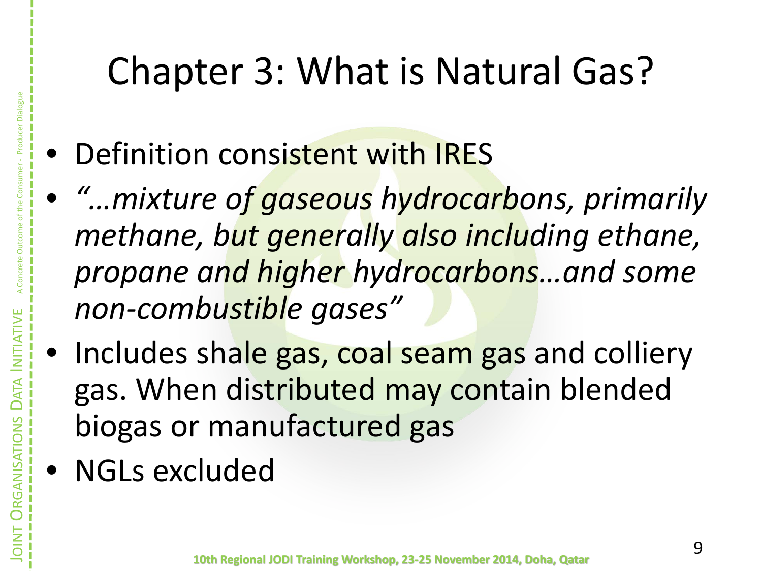# Chapter 3: What is Natural Gas?

- Definition consistent with IRES
- *"…mixture of gaseous hydrocarbons, primarily methane, but generally also including ethane, propane and higher hydrocarbons…and some non-combustible gases"*
- Includes shale gas, coal seam gas and colliery gas. When distributed may contain blended biogas or manufactured gas
- NGLs excluded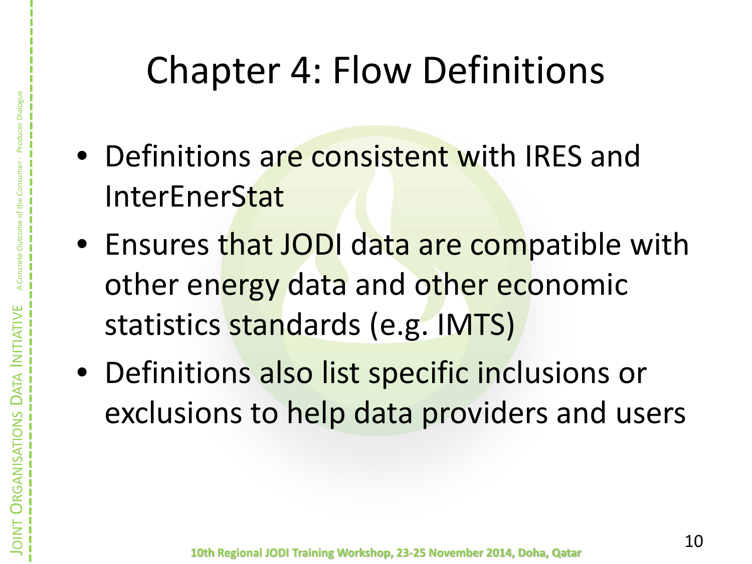# Chapter 4: Flow Definitions

- Definitions are consistent with IRES and InterEnerStat
- Ensures that JODI data are compatible with other energy data and other economic statistics standards (e.g. IMTS)
- Definitions also list specific inclusions or exclusions to help data providers and users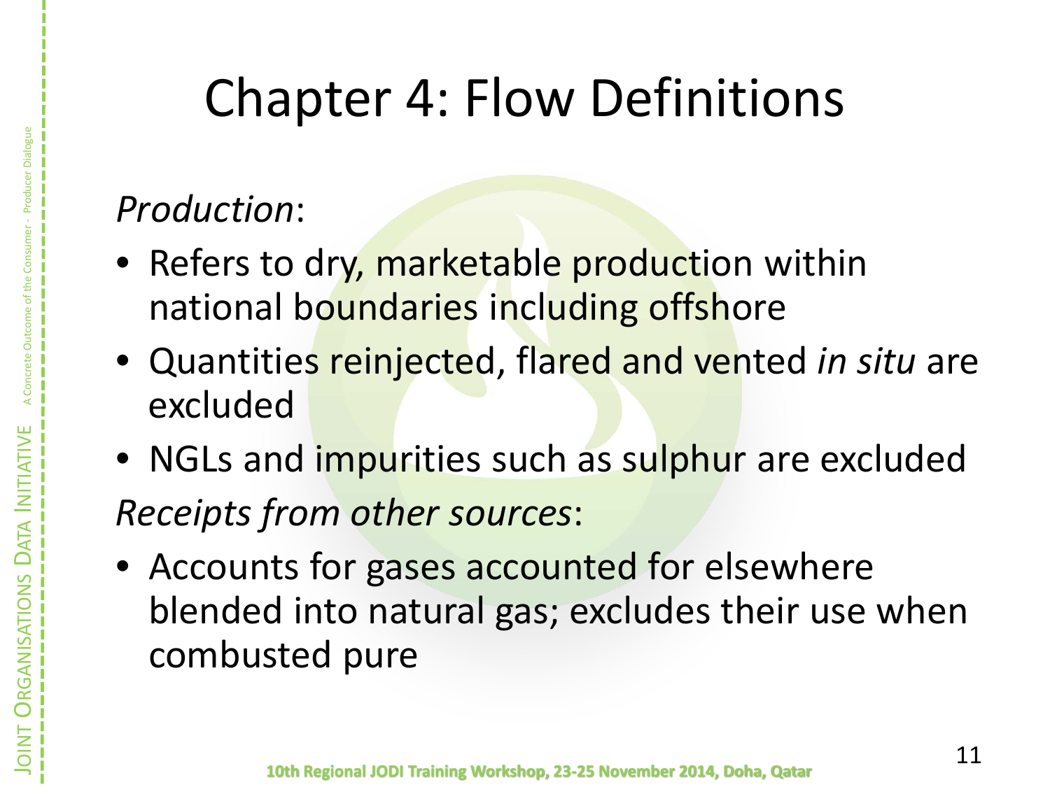# Chapter 4: Flow Definitions

*Production*:

- Refers to dry, marketable production within national boundaries including offshore
- Quantities reinjected, flared and vented *in situ* are excluded
- NGLs and impurities such as sulphur are excluded

*Receipts from other sources*:

- Accounts for gases accounted for elsewhere blended into natural gas; excludes their use when combusted pure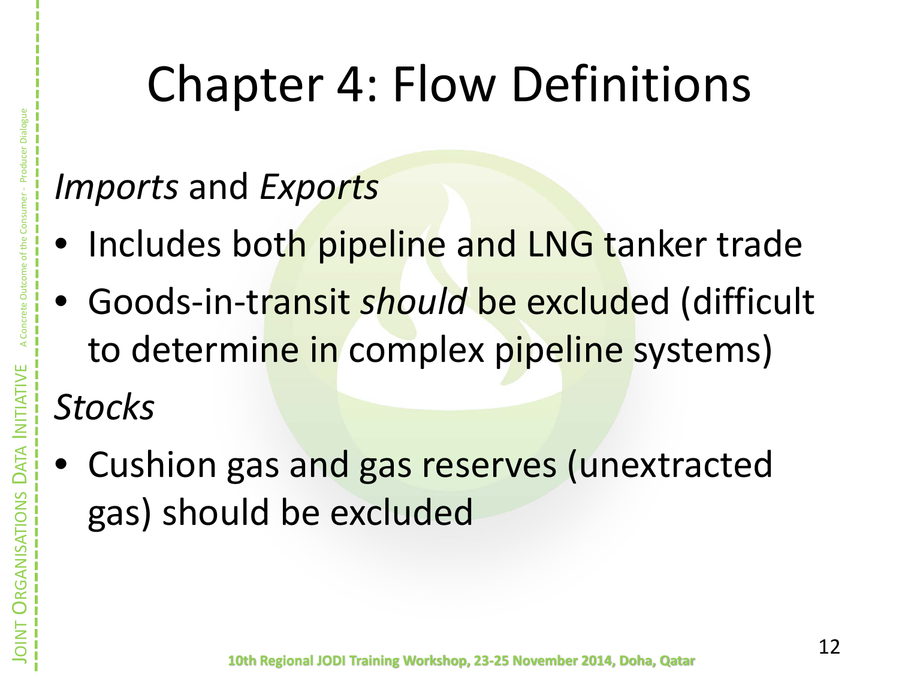# Chapter 4: Flow Definitions

*Imports* and *Exports*

- Includes both pipeline and LNG tanker trade
- Goods-in-transit *should* be excluded (difficult to determine in complex pipeline systems)

*Stocks*

- Cushion gas and gas reserves (unextracted gas) should be excluded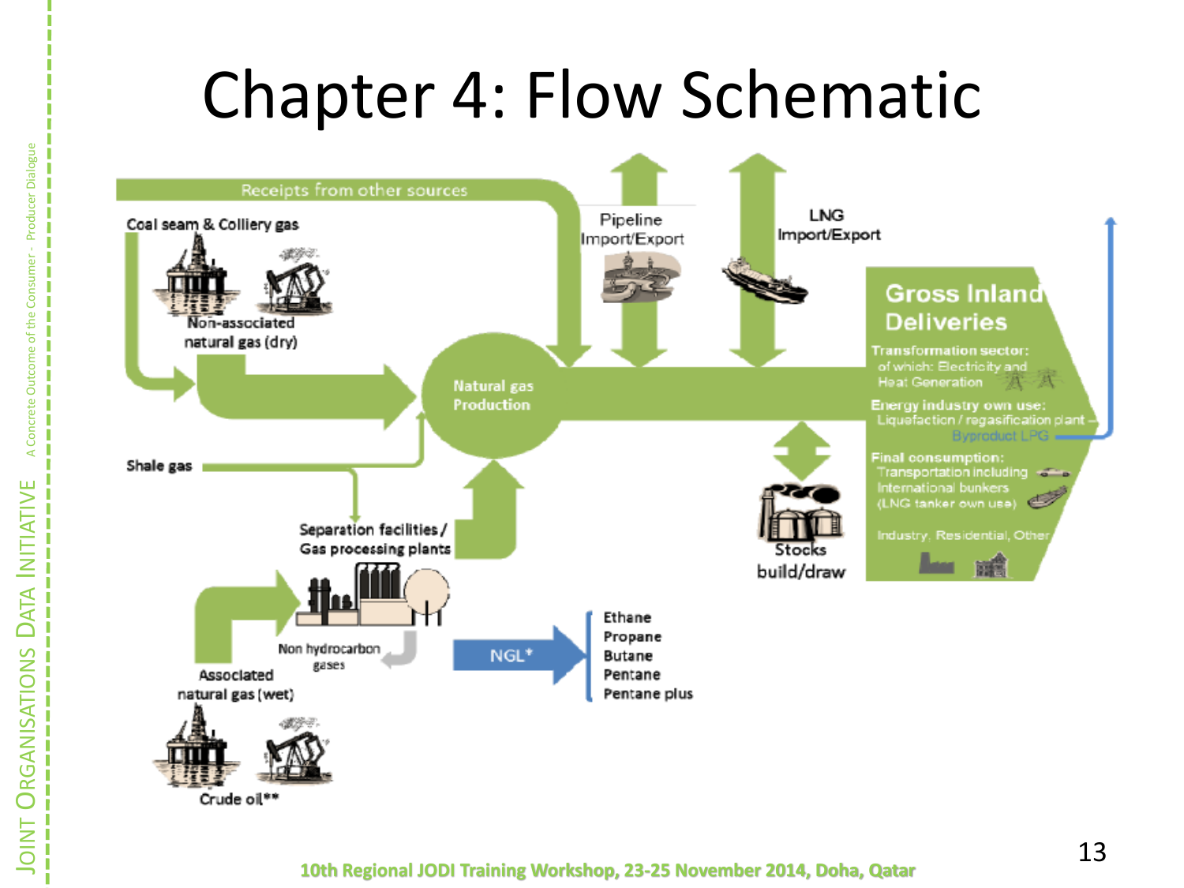# Chapter 4: Flow Schematic

Receipts from other sources

Coal seam & Colliery gas

Non-associated natural gas (dry)

Shale gas

Natural gas Production

Pipeline Import/Export

LNG Import/Export

Separation facilities / Gas processing plants

Non hydrocarbon gases

Associated natural gas (wet)

Crude oil**

NGL*

- Ethane
- Propane
- Butane
- Pentane
- Pentane plus

Stocks build/draw

**Gross Inland Deliveries**

**Transformation sector:**
of which: Electricity and Heat Generation

**Energy industry own use:**
Liquefaction / regasification plant – Byproduct LPG

**Final consumption:**
Transportation including International bunkers (LNG tanker own use)

Industry, Residential, Other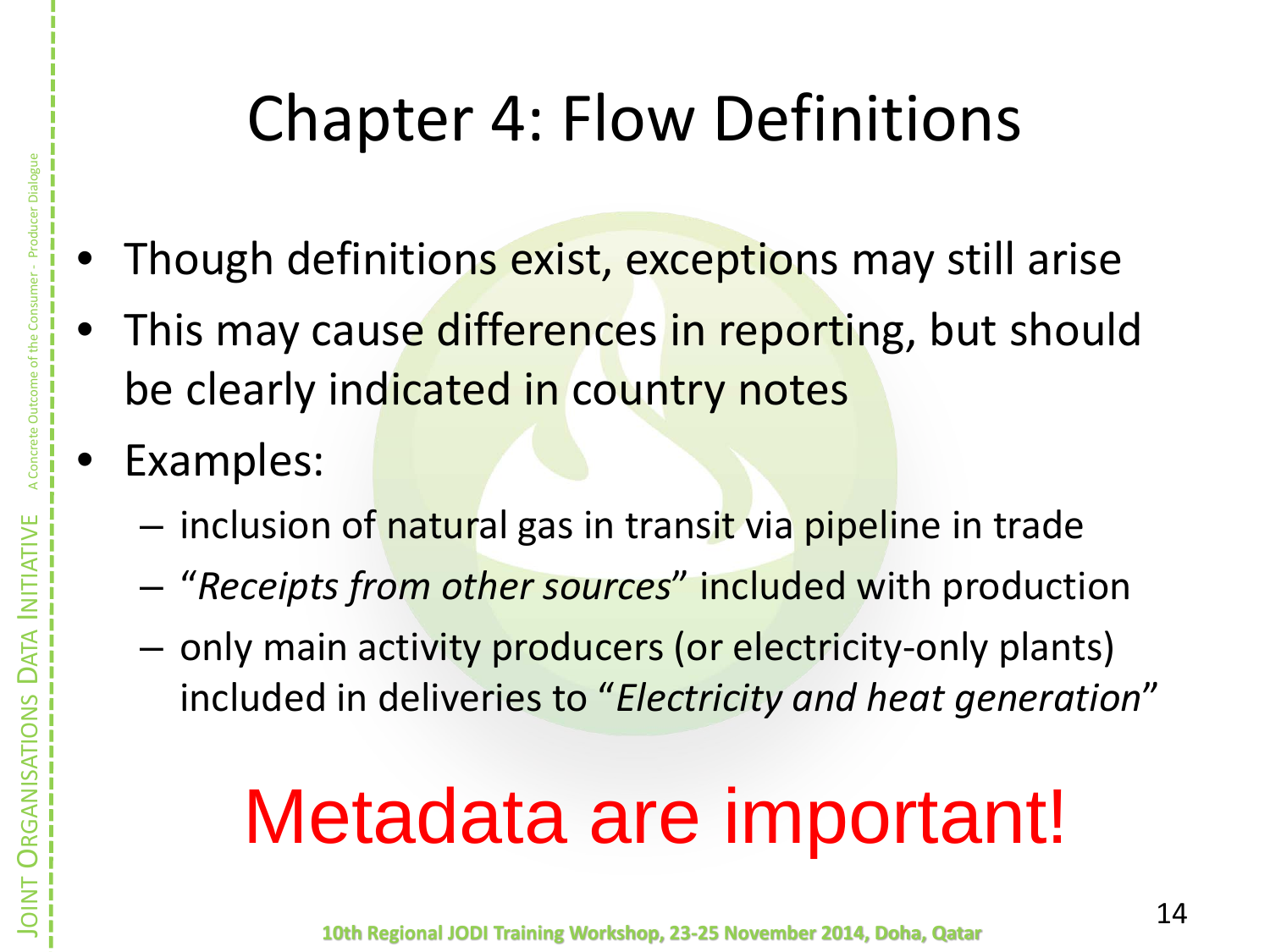# Chapter 4: Flow Definitions

- Though definitions exist, exceptions may still arise
- This may cause differences in reporting, but should be clearly indicated in country notes
- Examples:
  - inclusion of natural gas in transit via pipeline in trade
  - "*Receipts from other sources*" included with production
  - only main activity producers (or electricity-only plants) included in deliveries to "*Electricity and heat generation*"

## Metadata are important!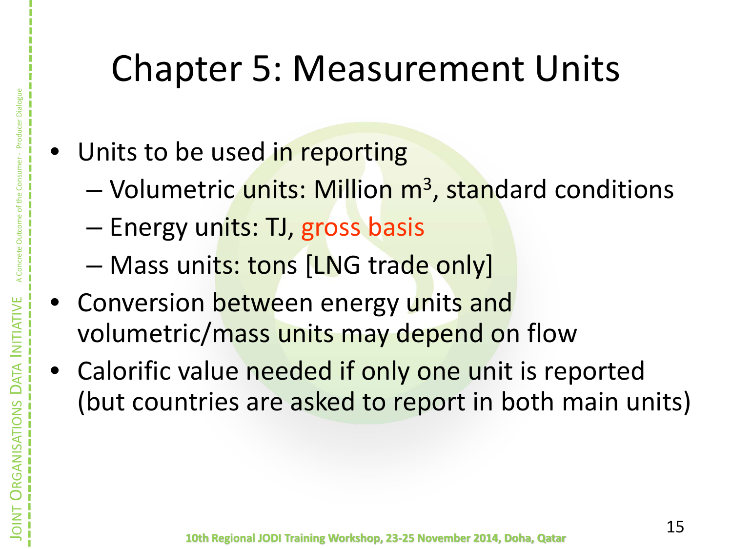# Chapter 5: Measurement Units

- Units to be used in reporting
  - Volumetric units: Million $m^3$, standard conditions
  - Energy units: TJ, gross basis
  - Mass units: tons [LNG trade only]
- Conversion between energy units and volumetric/mass units may depend on flow
- Calorific value needed if only one unit is reported (but countries are asked to report in both main units)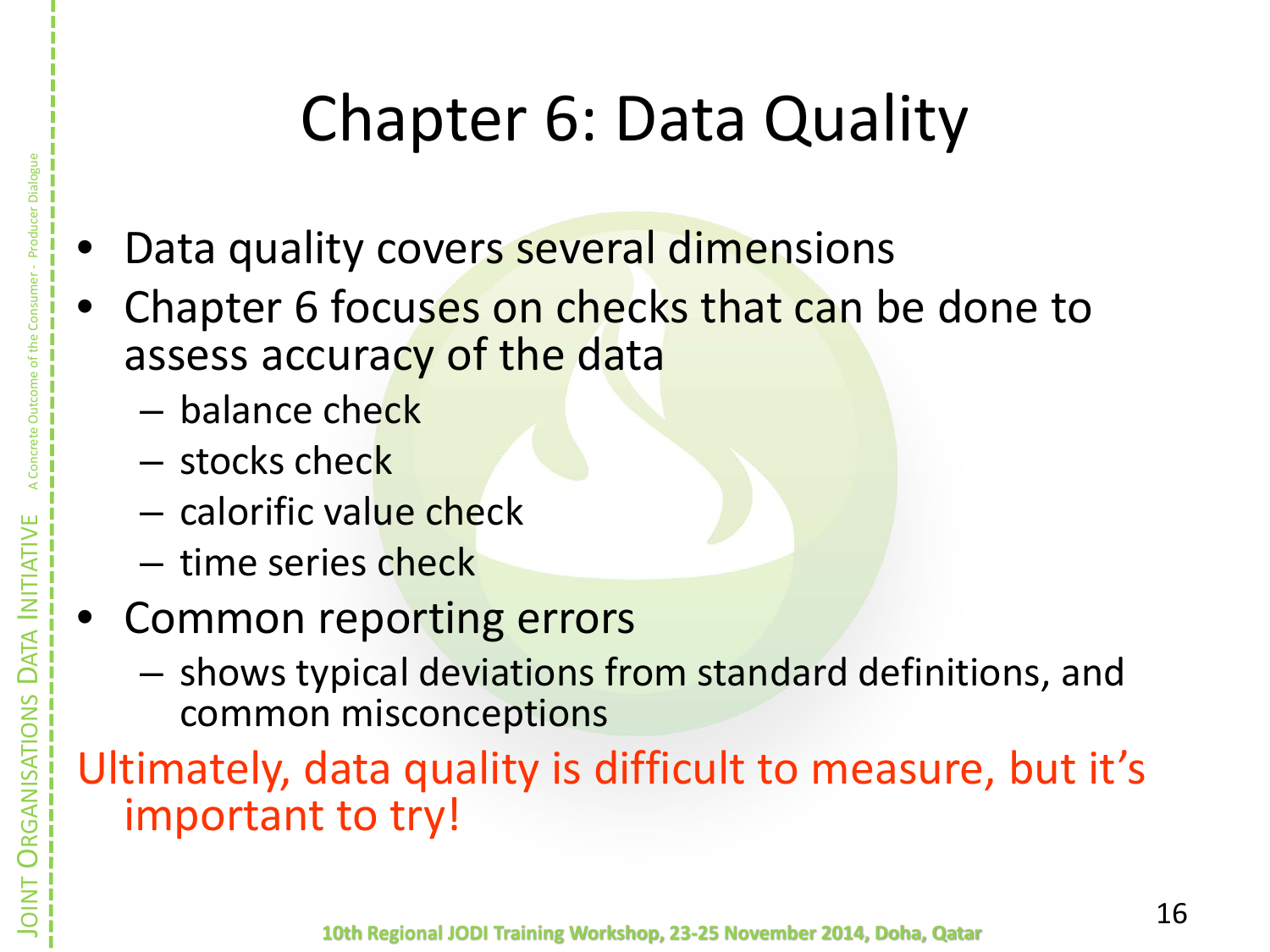# Chapter 6: Data Quality

- Data quality covers several dimensions
- Chapter 6 focuses on checks that can be done to assess accuracy of the data
  - balance check
  - stocks check
  - calorific value check
  - time series check
- Common reporting errors
  - shows typical deviations from standard definitions, and common misconceptions

Ultimately, data quality is difficult to measure, but it's important to try!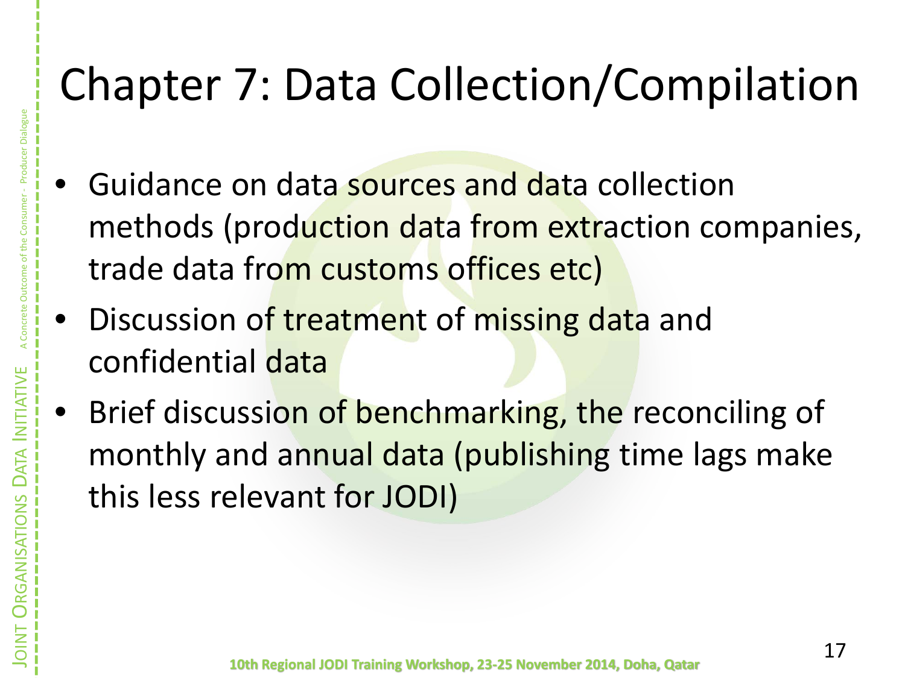# Chapter 7: Data Collection/Compilation

- Guidance on data sources and data collection methods (production data from extraction companies, trade data from customs offices etc)
- Discussion of treatment of missing data and confidential data
- Brief discussion of benchmarking, the reconciling of monthly and annual data (publishing time lags make this less relevant for JODI)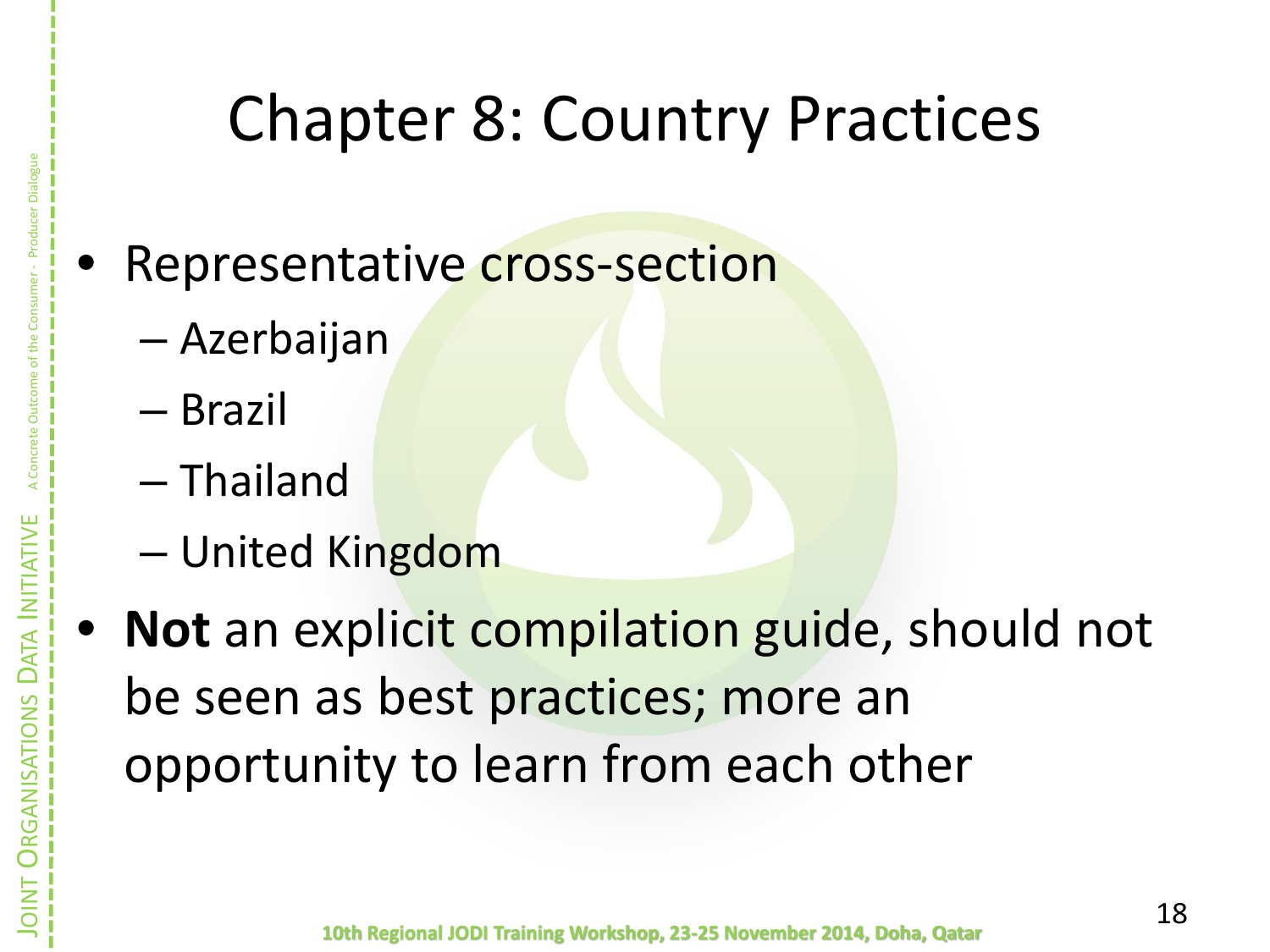# Chapter 8: Country Practices

- Representative cross-section
  - Azerbaijan
  - Brazil
  - Thailand
  - United Kingdom
- **Not** an explicit compilation guide, should not be seen as best practices; more an opportunity to learn from each other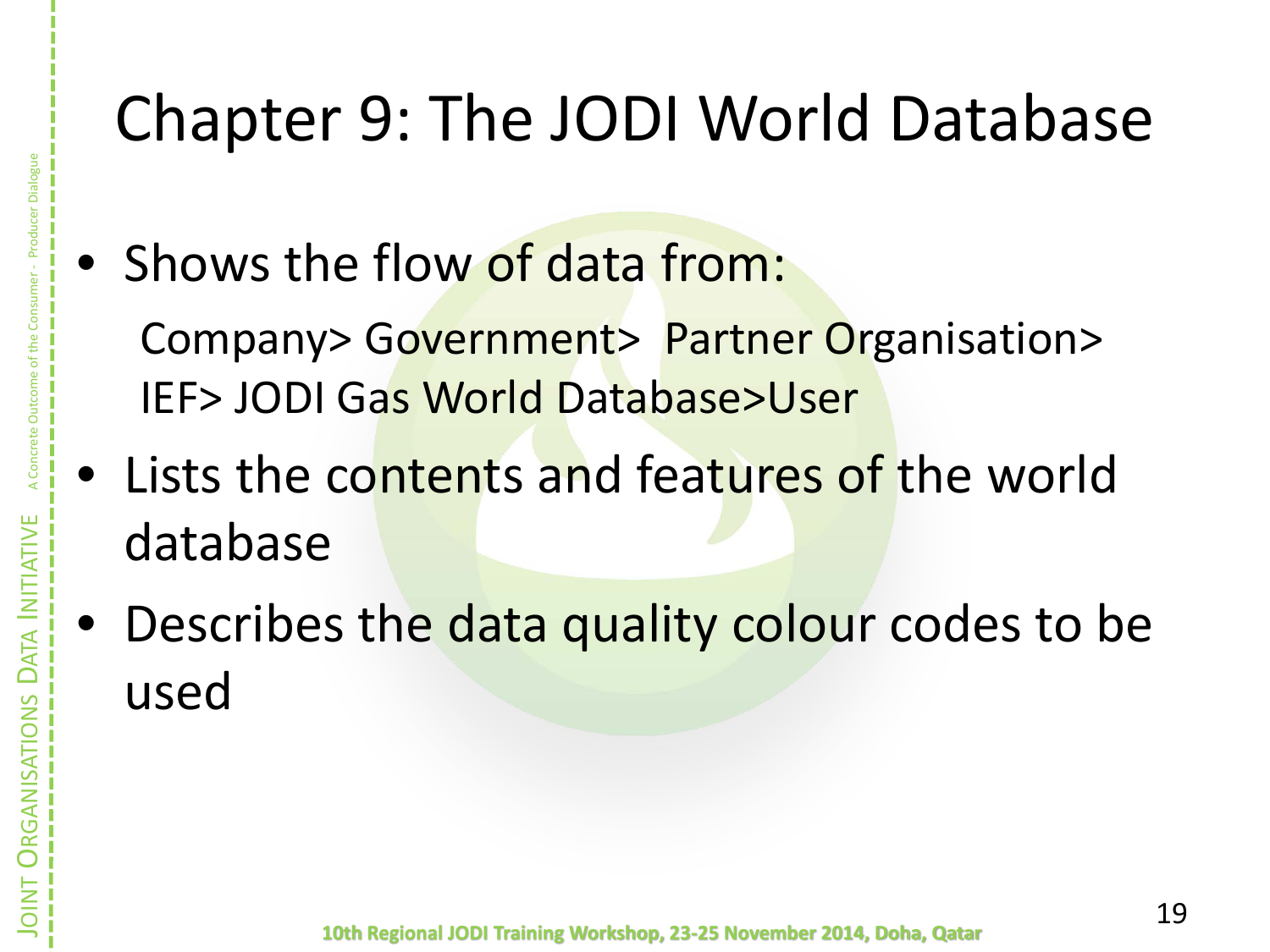# Chapter 9: The JODI World Database

- Shows the flow of data from:

  Company> Government> Partner Organisation> IEF> JODI Gas World Database>User

- Lists the contents and features of the world database
- Describes the data quality colour codes to be used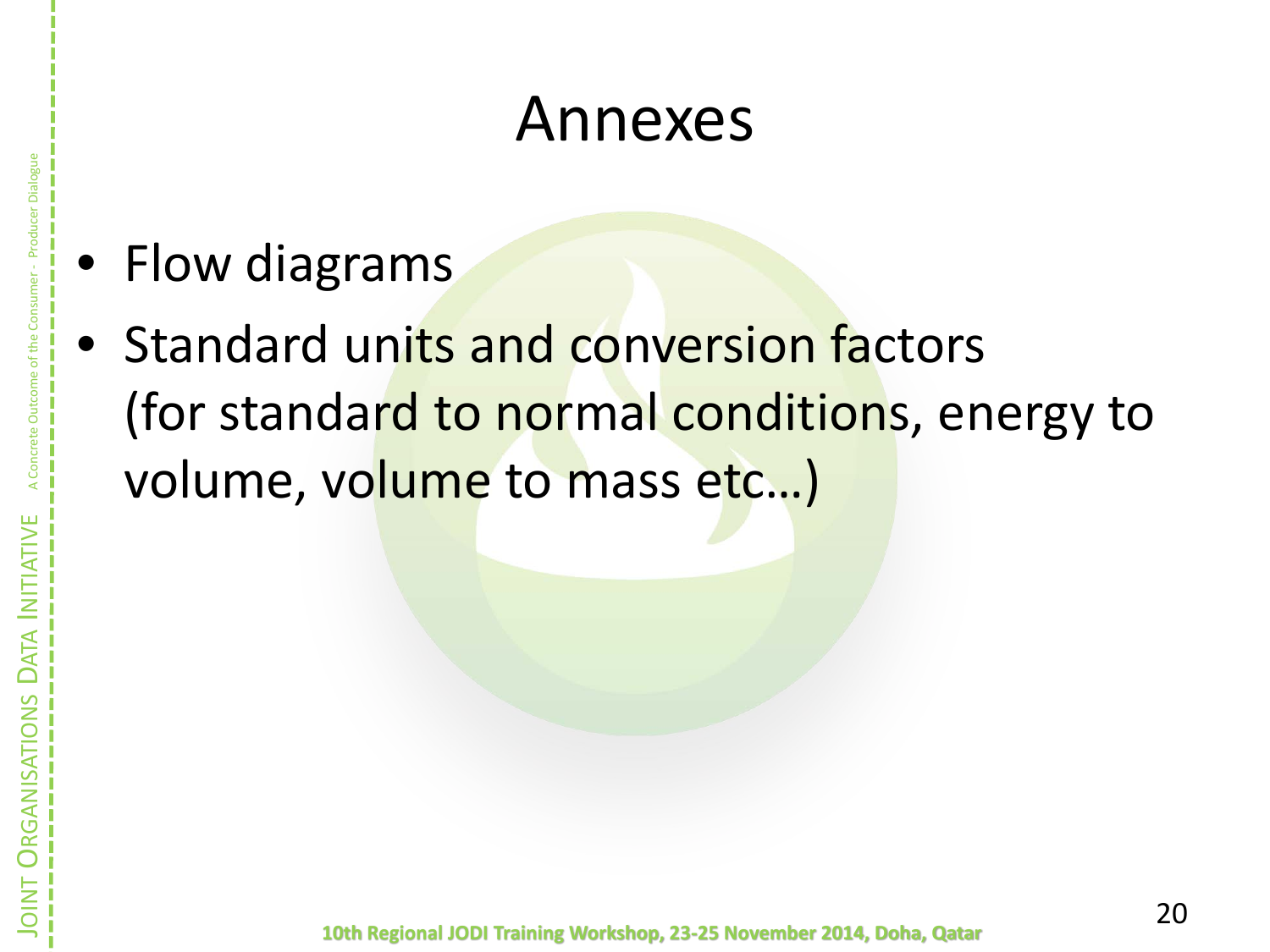# Annexes

- Flow diagrams
- Standard units and conversion factors (for standard to normal conditions, energy to volume, volume to mass etc…)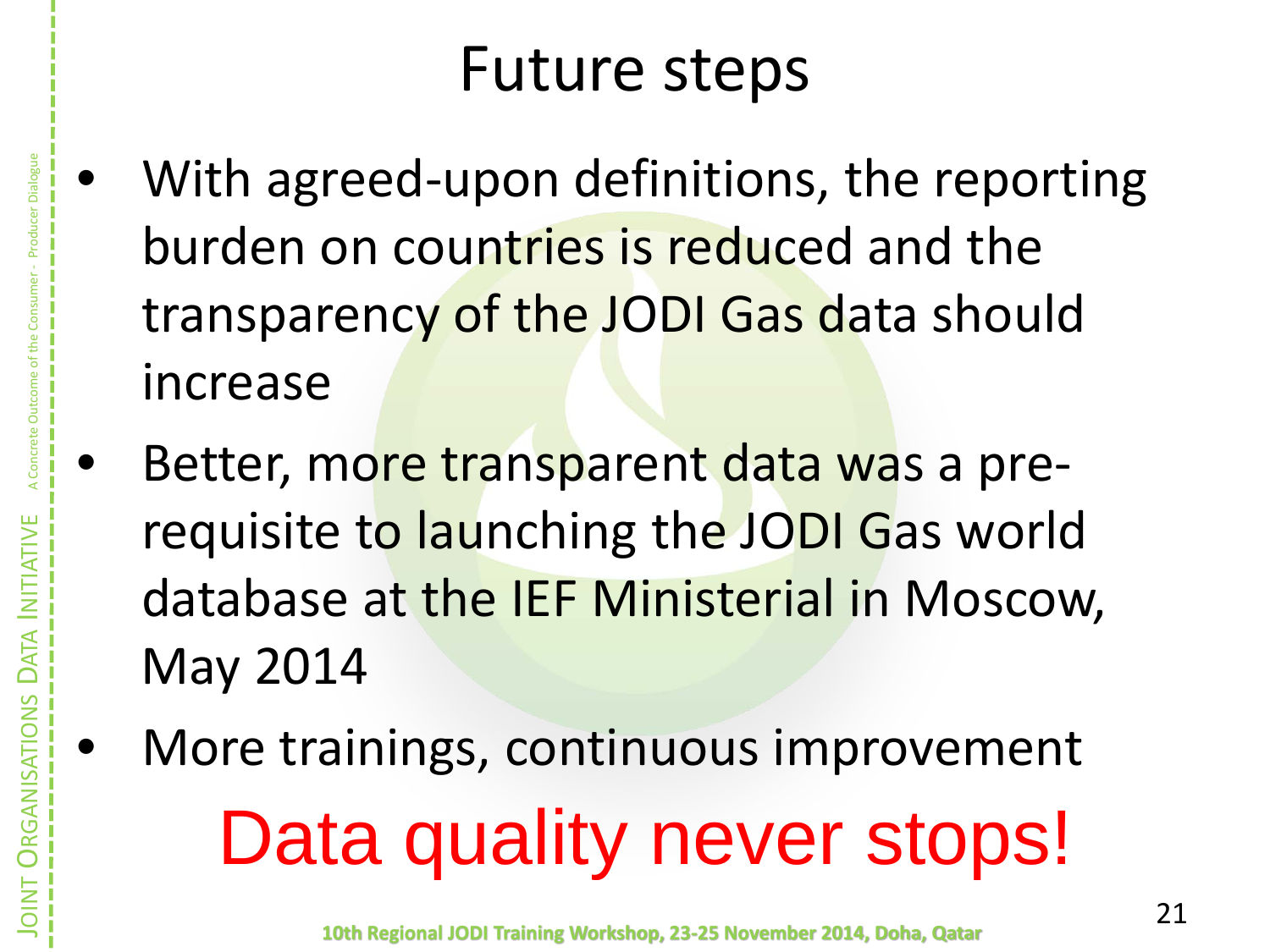# Future steps

- With agreed-upon definitions, the reporting burden on countries is reduced and the transparency of the JODI Gas data should increase
- Better, more transparent data was a pre-requisite to launching the JODI Gas world database at the IEF Ministerial in Moscow, May 2014
- More trainings, continuous improvement

**Data quality never stops!**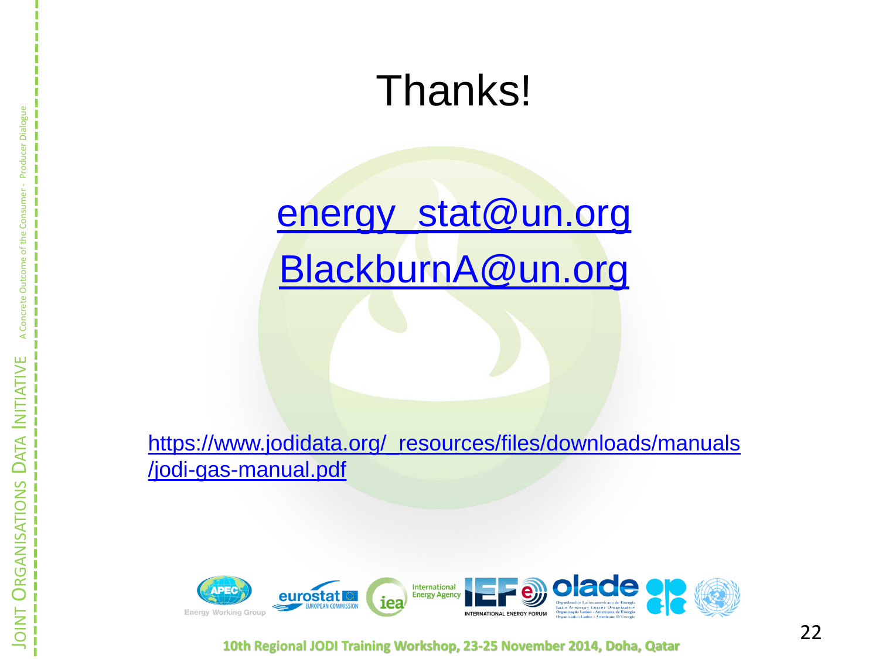# Thanks!

energy_stat@un.org

BlackburnA@un.org

https://www.jodidata.org/_resources/files/downloads/manuals/jodi-gas-manual.pdf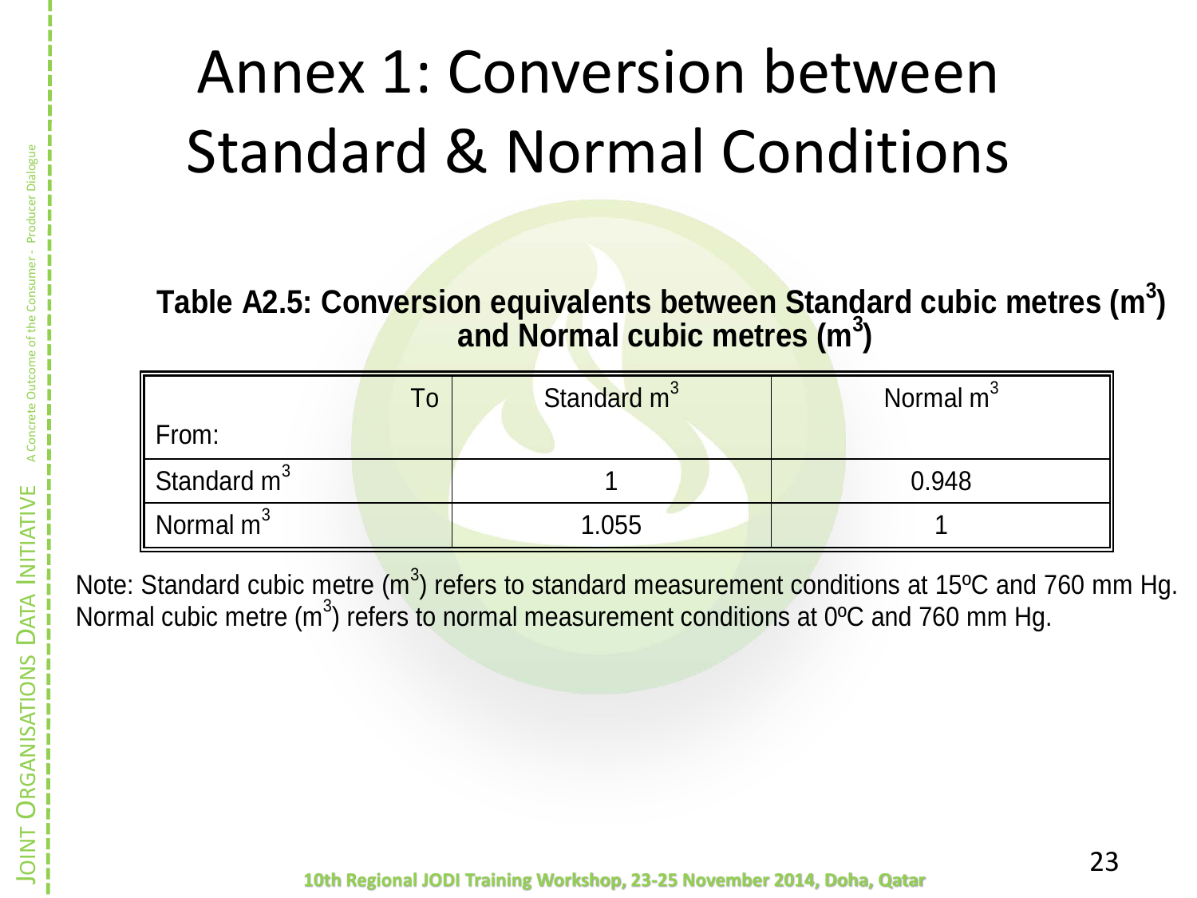# Annex 1: Conversion between Standard & Normal Conditions

**Table A2.5: Conversion equivalents between Standard cubic metres ($m^3$) and Normal cubic metres ($m^3$)**

| To / From: | Standard $m^3$ | Normal $m^3$ |
|---|---|---|
| Standard $m^3$ | 1 | 0.948 |
| Normal $m^3$ | 1.055 | 1 |

Note: Standard cubic metre ($m^3$) refers to standard measurement conditions at 15ºC and 760 mm Hg. Normal cubic metre ($m^3$) refers to normal measurement conditions at 0ºC and 760 mm Hg.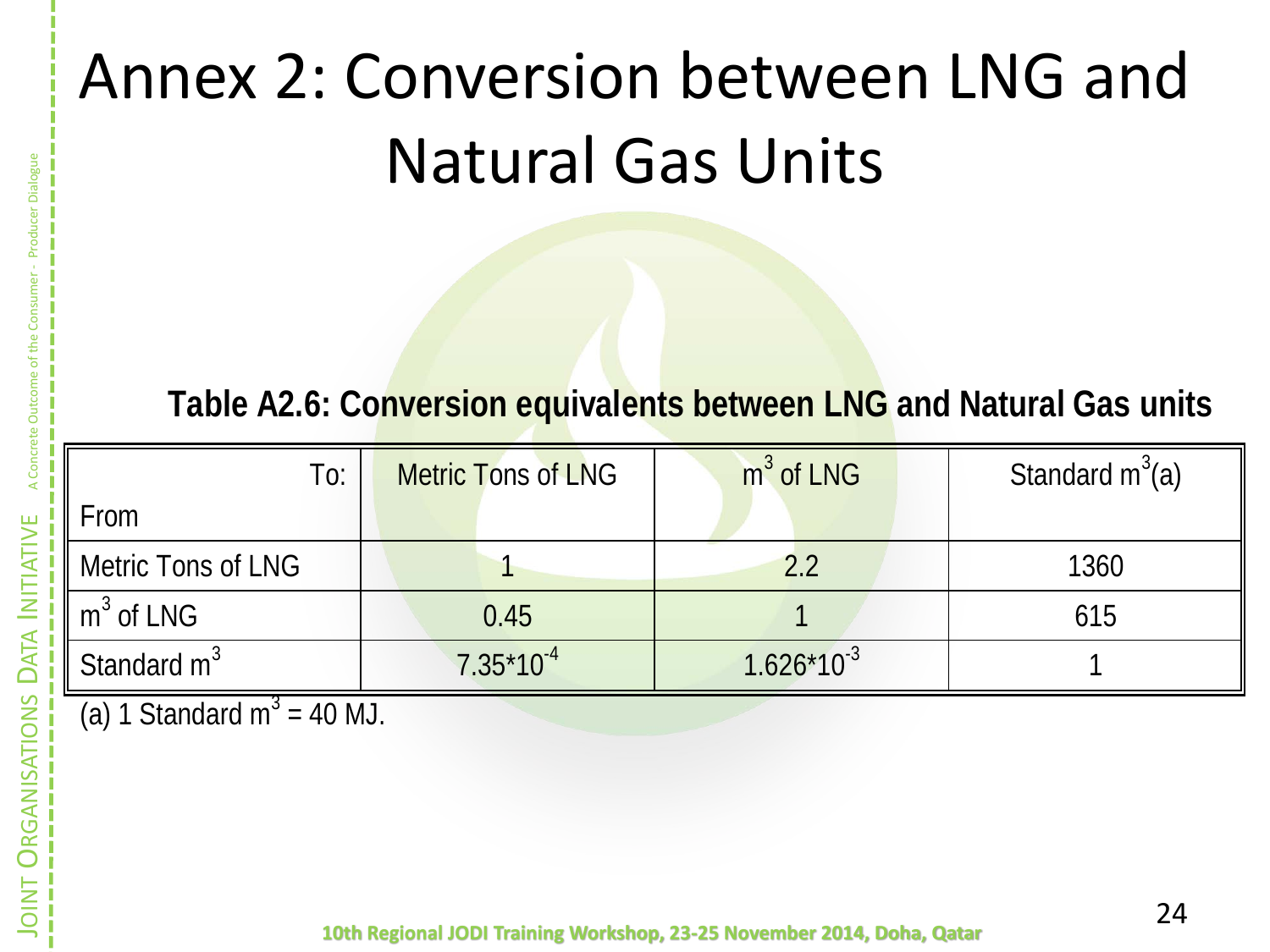# Annex 2: Conversion between LNG and Natural Gas Units

**Table A2.6: Conversion equivalents between LNG and Natural Gas units**

| To: / From | Metric Tons of LNG | $m^3$ of LNG | Standard $m^3$(a) |
|---|---|---|---|
| Metric Tons of LNG | 1 | 2.2 | 1360 |
| $m^3$ of LNG | 0.45 | 1 | 615 |
| Standard $m^3$ | $7.35*10^{-4}$ | $1.626*10^{-3}$ | 1 |

(a) 1 Standard $m^3$ = 40 MJ.